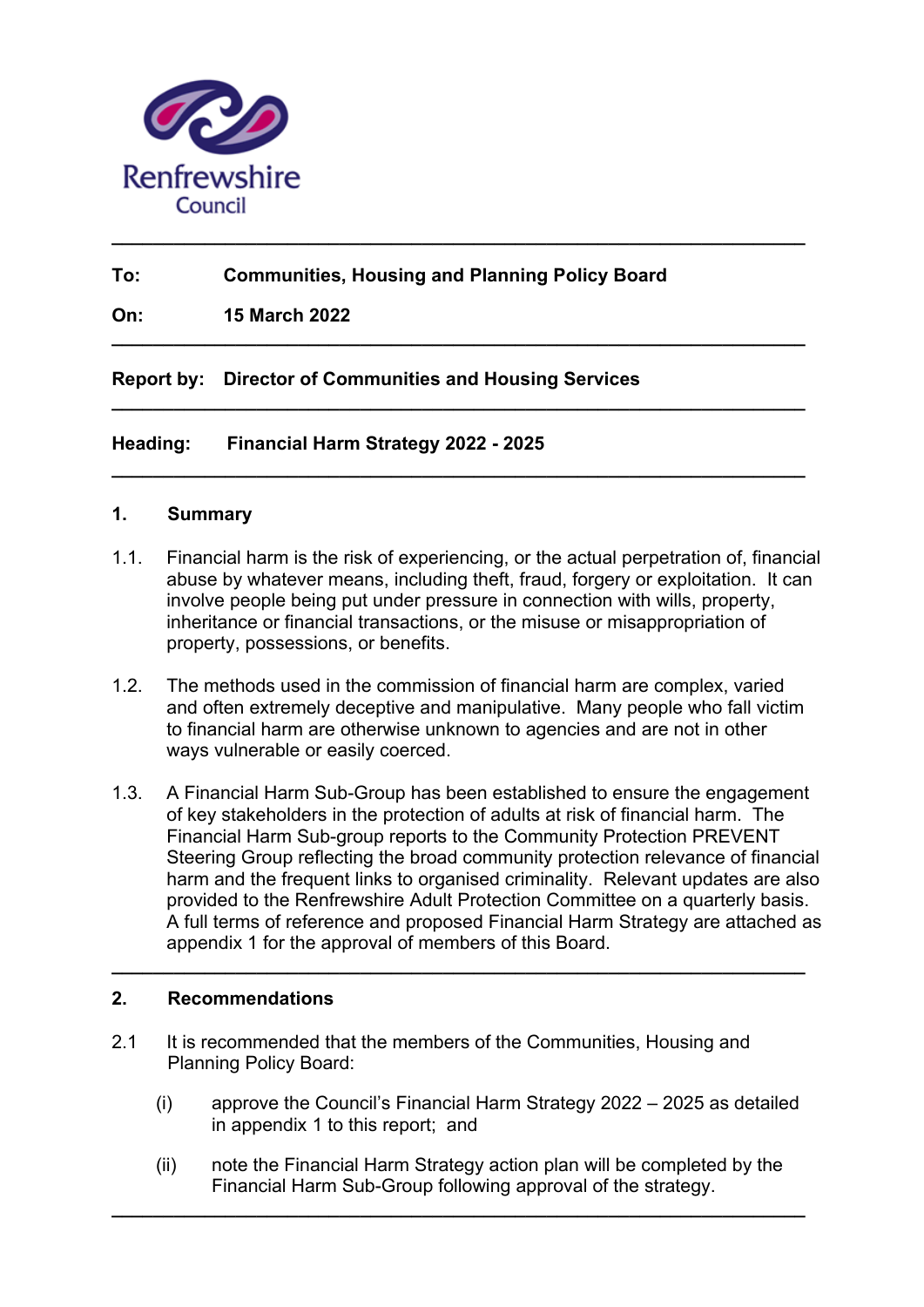Renfrewshire Council

---

**To:** **Communities, Housing and Planning Policy Board**

**On:** **15 March 2022**

---

**Report by:** **Director of Communities and Housing Services**

---

**Heading:** **Financial Harm Strategy 2022 - 2025**

---

## 1. Summary

1.1. Financial harm is the risk of experiencing, or the actual perpetration of, financial abuse by whatever means, including theft, fraud, forgery or exploitation. It can involve people being put under pressure in connection with wills, property, inheritance or financial transactions, or the misuse or misappropriation of property, possessions, or benefits.

1.2. The methods used in the commission of financial harm are complex, varied and often extremely deceptive and manipulative. Many people who fall victim to financial harm are otherwise unknown to agencies and are not in other ways vulnerable or easily coerced.

1.3. A Financial Harm Sub-Group has been established to ensure the engagement of key stakeholders in the protection of adults at risk of financial harm. The Financial Harm Sub-group reports to the Community Protection PREVENT Steering Group reflecting the broad community protection relevance of financial harm and the frequent links to organised criminality. Relevant updates are also provided to the Renfrewshire Adult Protection Committee on a quarterly basis. A full terms of reference and proposed Financial Harm Strategy are attached as appendix 1 for the approval of members of this Board.

---

## 2. Recommendations

2.1 It is recommended that the members of the Communities, Housing and Planning Policy Board:

(i) approve the Council's Financial Harm Strategy 2022 – 2025 as detailed in appendix 1 to this report; and

(ii) note the Financial Harm Strategy action plan will be completed by the Financial Harm Sub-Group following approval of the strategy.

---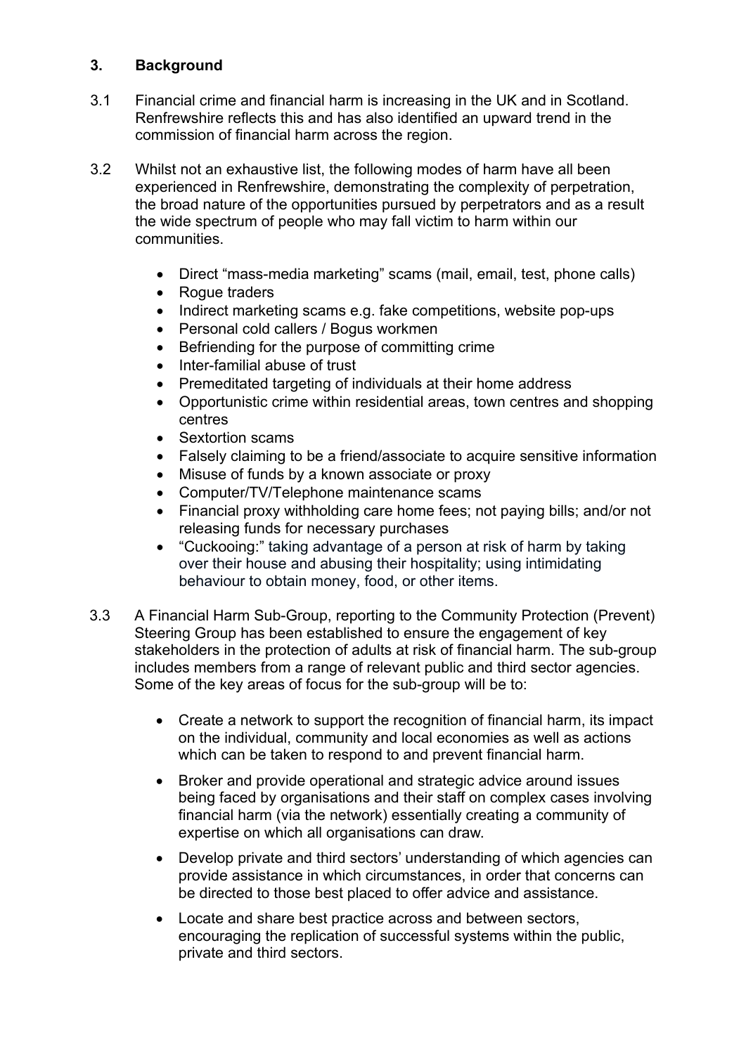## 3. Background

3.1 Financial crime and financial harm is increasing in the UK and in Scotland. Renfrewshire reflects this and has also identified an upward trend in the commission of financial harm across the region.

3.2 Whilst not an exhaustive list, the following modes of harm have all been experienced in Renfrewshire, demonstrating the complexity of perpetration, the broad nature of the opportunities pursued by perpetrators and as a result the wide spectrum of people who may fall victim to harm within our communities.

- Direct "mass-media marketing" scams (mail, email, test, phone calls)
- Rogue traders
- Indirect marketing scams e.g. fake competitions, website pop-ups
- Personal cold callers / Bogus workmen
- Befriending for the purpose of committing crime
- Inter-familial abuse of trust
- Premeditated targeting of individuals at their home address
- Opportunistic crime within residential areas, town centres and shopping centres
- Sextortion scams
- Falsely claiming to be a friend/associate to acquire sensitive information
- Misuse of funds by a known associate or proxy
- Computer/TV/Telephone maintenance scams
- Financial proxy withholding care home fees; not paying bills; and/or not releasing funds for necessary purchases
- "Cuckooing:" taking advantage of a person at risk of harm by taking over their house and abusing their hospitality; using intimidating behaviour to obtain money, food, or other items.

3.3 A Financial Harm Sub-Group, reporting to the Community Protection (Prevent) Steering Group has been established to ensure the engagement of key stakeholders in the protection of adults at risk of financial harm. The sub-group includes members from a range of relevant public and third sector agencies. Some of the key areas of focus for the sub-group will be to:

- Create a network to support the recognition of financial harm, its impact on the individual, community and local economies as well as actions which can be taken to respond to and prevent financial harm.
- Broker and provide operational and strategic advice around issues being faced by organisations and their staff on complex cases involving financial harm (via the network) essentially creating a community of expertise on which all organisations can draw.
- Develop private and third sectors' understanding of which agencies can provide assistance in which circumstances, in order that concerns can be directed to those best placed to offer advice and assistance.
- Locate and share best practice across and between sectors, encouraging the replication of successful systems within the public, private and third sectors.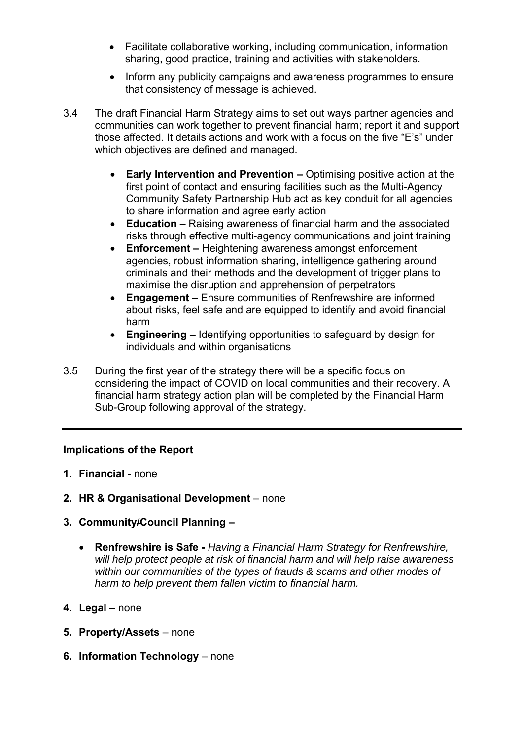- Facilitate collaborative working, including communication, information sharing, good practice, training and activities with stakeholders.
- Inform any publicity campaigns and awareness programmes to ensure that consistency of message is achieved.

3.4 The draft Financial Harm Strategy aims to set out ways partner agencies and communities can work together to prevent financial harm; report it and support those affected. It details actions and work with a focus on the five "E's" under which objectives are defined and managed.

- **Early Intervention and Prevention –** Optimising positive action at the first point of contact and ensuring facilities such as the Multi-Agency Community Safety Partnership Hub act as key conduit for all agencies to share information and agree early action
- **Education –** Raising awareness of financial harm and the associated risks through effective multi-agency communications and joint training
- **Enforcement –** Heightening awareness amongst enforcement agencies, robust information sharing, intelligence gathering around criminals and their methods and the development of trigger plans to maximise the disruption and apprehension of perpetrators
- **Engagement –** Ensure communities of Renfrewshire are informed about risks, feel safe and are equipped to identify and avoid financial harm
- **Engineering –** Identifying opportunities to safeguard by design for individuals and within organisations

3.5 During the first year of the strategy there will be a specific focus on considering the impact of COVID on local communities and their recovery. A financial harm strategy action plan will be completed by the Financial Harm Sub-Group following approval of the strategy.

---

**Implications of the Report**

1. **Financial** - none
2. **HR & Organisational Development** – none
3. **Community/Council Planning –**
   - **Renfrewshire is Safe -** *Having a Financial Harm Strategy for Renfrewshire, will help protect people at risk of financial harm and will help raise awareness within our communities of the types of frauds & scams and other modes of harm to help prevent them fallen victim to financial harm.*
4. **Legal** – none
5. **Property/Assets** – none
6. **Information Technology** – none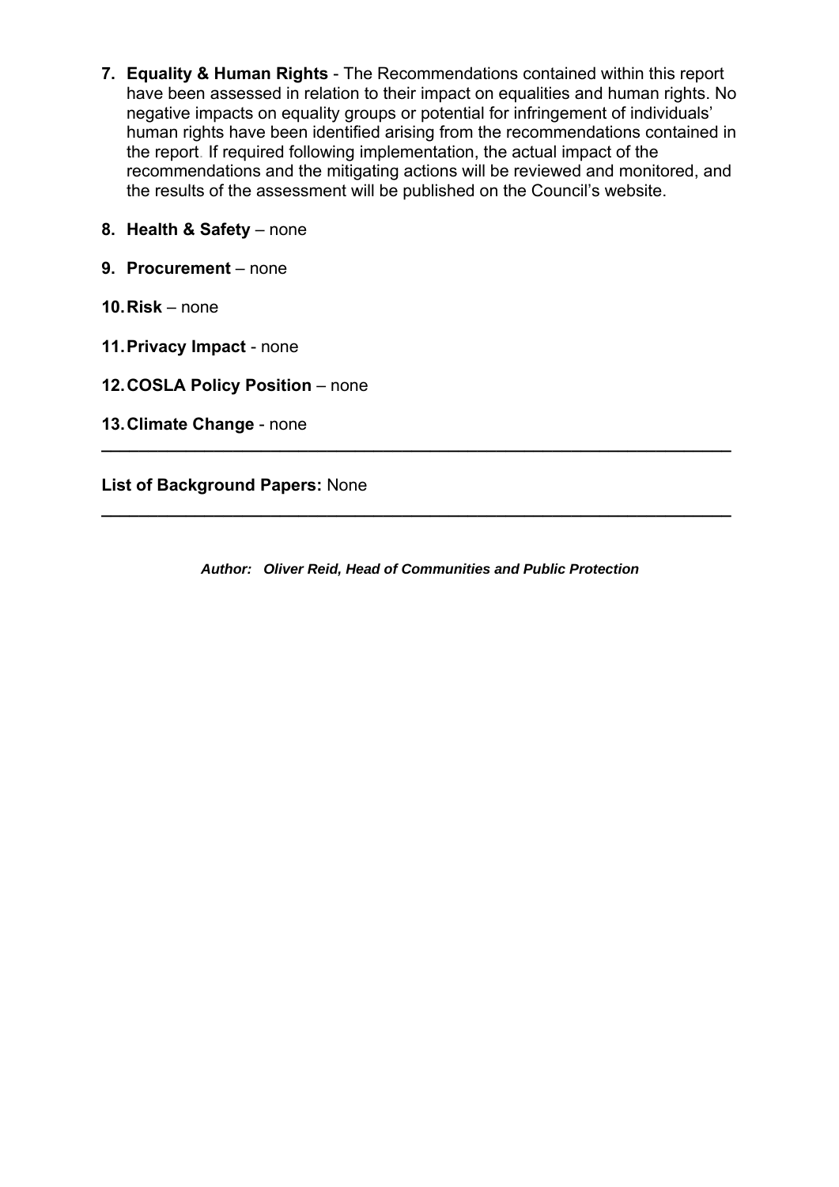7. **Equality & Human Rights** - The Recommendations contained within this report have been assessed in relation to their impact on equalities and human rights. No negative impacts on equality groups or potential for infringement of individuals' human rights have been identified arising from the recommendations contained in the report. If required following implementation, the actual impact of the recommendations and the mitigating actions will be reviewed and monitored, and the results of the assessment will be published on the Council's website.

8. **Health & Safety** – none

9. **Procurement** – none

10. **Risk** – none

11. **Privacy Impact** - none

12. **COSLA Policy Position** – none

13. **Climate Change** - none

---

**List of Background Papers:** None

---

***Author: Oliver Reid, Head of Communities and Public Protection***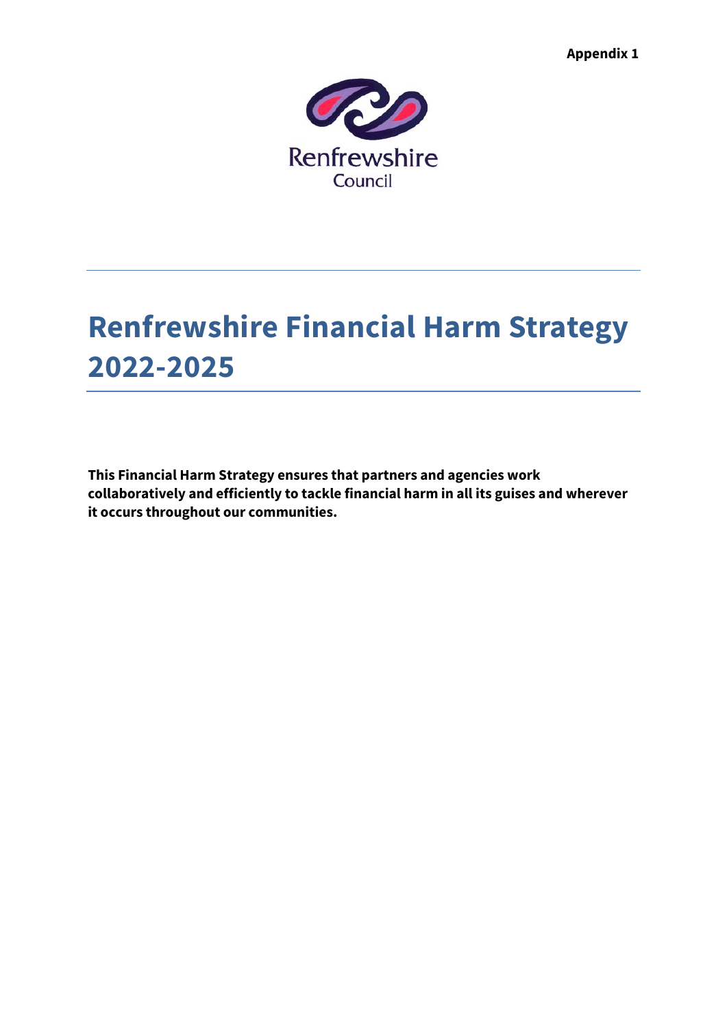**Appendix 1**

Renfrewshire Council

# Renfrewshire Financial Harm Strategy 2022-2025

**This Financial Harm Strategy ensures that partners and agencies work collaboratively and efficiently to tackle financial harm in all its guises and wherever it occurs throughout our communities.**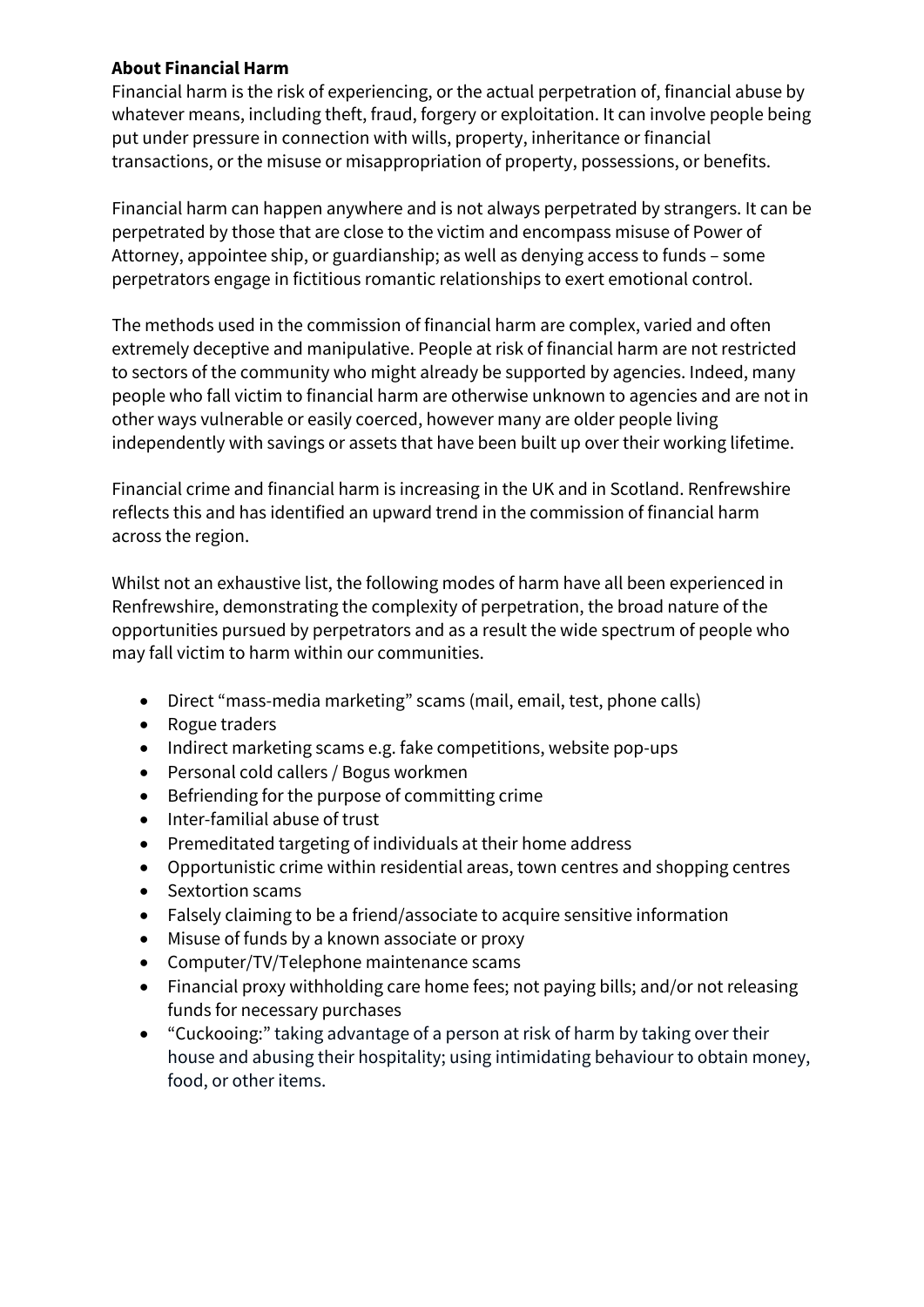**About Financial Harm**

Financial harm is the risk of experiencing, or the actual perpetration of, financial abuse by whatever means, including theft, fraud, forgery or exploitation. It can involve people being put under pressure in connection with wills, property, inheritance or financial transactions, or the misuse or misappropriation of property, possessions, or benefits.

Financial harm can happen anywhere and is not always perpetrated by strangers. It can be perpetrated by those that are close to the victim and encompass misuse of Power of Attorney, appointee ship, or guardianship; as well as denying access to funds – some perpetrators engage in fictitious romantic relationships to exert emotional control.

The methods used in the commission of financial harm are complex, varied and often extremely deceptive and manipulative. People at risk of financial harm are not restricted to sectors of the community who might already be supported by agencies. Indeed, many people who fall victim to financial harm are otherwise unknown to agencies and are not in other ways vulnerable or easily coerced, however many are older people living independently with savings or assets that have been built up over their working lifetime.

Financial crime and financial harm is increasing in the UK and in Scotland. Renfrewshire reflects this and has identified an upward trend in the commission of financial harm across the region.

Whilst not an exhaustive list, the following modes of harm have all been experienced in Renfrewshire, demonstrating the complexity of perpetration, the broad nature of the opportunities pursued by perpetrators and as a result the wide spectrum of people who may fall victim to harm within our communities.

- Direct "mass-media marketing" scams (mail, email, test, phone calls)
- Rogue traders
- Indirect marketing scams e.g. fake competitions, website pop-ups
- Personal cold callers / Bogus workmen
- Befriending for the purpose of committing crime
- Inter-familial abuse of trust
- Premeditated targeting of individuals at their home address
- Opportunistic crime within residential areas, town centres and shopping centres
- Sextortion scams
- Falsely claiming to be a friend/associate to acquire sensitive information
- Misuse of funds by a known associate or proxy
- Computer/TV/Telephone maintenance scams
- Financial proxy withholding care home fees; not paying bills; and/or not releasing funds for necessary purchases
- "Cuckooing:" taking advantage of a person at risk of harm by taking over their house and abusing their hospitality; using intimidating behaviour to obtain money, food, or other items.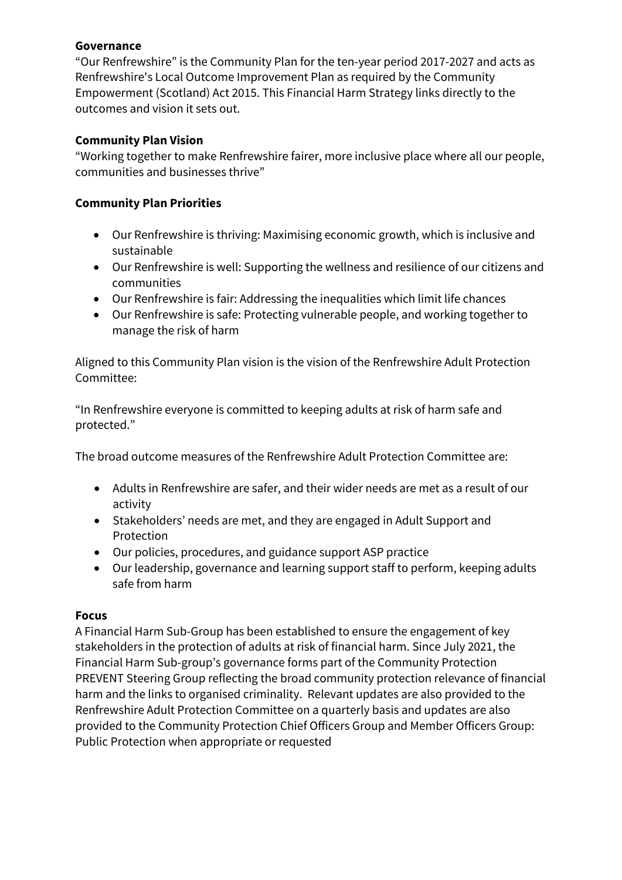**Governance**

"Our Renfrewshire" is the Community Plan for the ten-year period 2017-2027 and acts as Renfrewshire's Local Outcome Improvement Plan as required by the Community Empowerment (Scotland) Act 2015. This Financial Harm Strategy links directly to the outcomes and vision it sets out.

**Community Plan Vision**

"Working together to make Renfrewshire fairer, more inclusive place where all our people, communities and businesses thrive"

**Community Plan Priorities**

- Our Renfrewshire is thriving: Maximising economic growth, which is inclusive and sustainable
- Our Renfrewshire is well: Supporting the wellness and resilience of our citizens and communities
- Our Renfrewshire is fair: Addressing the inequalities which limit life chances
- Our Renfrewshire is safe: Protecting vulnerable people, and working together to manage the risk of harm

Aligned to this Community Plan vision is the vision of the Renfrewshire Adult Protection Committee:

"In Renfrewshire everyone is committed to keeping adults at risk of harm safe and protected."

The broad outcome measures of the Renfrewshire Adult Protection Committee are:

- Adults in Renfrewshire are safer, and their wider needs are met as a result of our activity
- Stakeholders' needs are met, and they are engaged in Adult Support and Protection
- Our policies, procedures, and guidance support ASP practice
- Our leadership, governance and learning support staff to perform, keeping adults safe from harm

**Focus**

A Financial Harm Sub-Group has been established to ensure the engagement of key stakeholders in the protection of adults at risk of financial harm. Since July 2021, the Financial Harm Sub-group's governance forms part of the Community Protection PREVENT Steering Group reflecting the broad community protection relevance of financial harm and the links to organised criminality. Relevant updates are also provided to the Renfrewshire Adult Protection Committee on a quarterly basis and updates are also provided to the Community Protection Chief Officers Group and Member Officers Group: Public Protection when appropriate or requested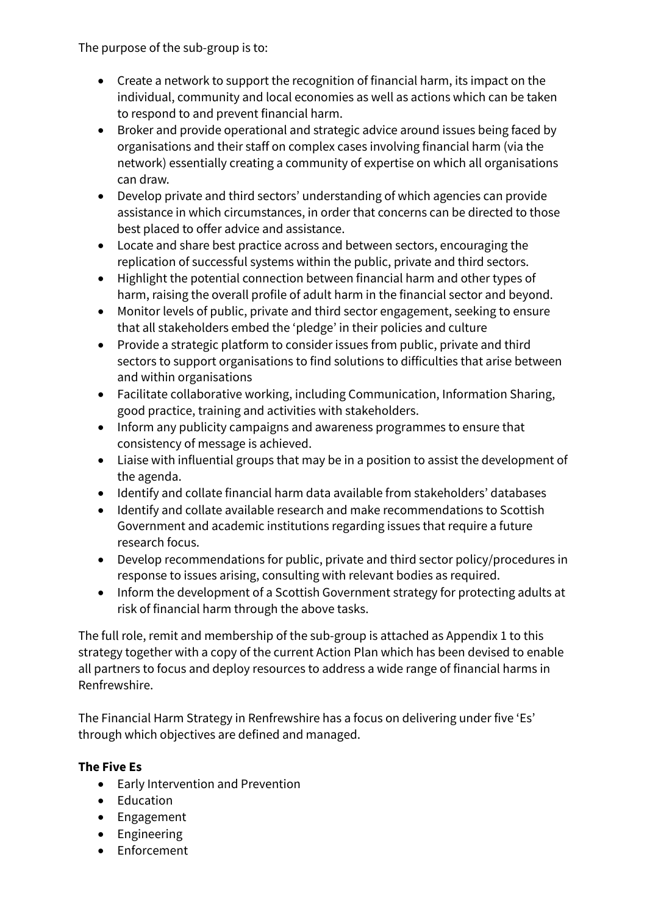The purpose of the sub-group is to:

- Create a network to support the recognition of financial harm, its impact on the individual, community and local economies as well as actions which can be taken to respond to and prevent financial harm.
- Broker and provide operational and strategic advice around issues being faced by organisations and their staff on complex cases involving financial harm (via the network) essentially creating a community of expertise on which all organisations can draw.
- Develop private and third sectors' understanding of which agencies can provide assistance in which circumstances, in order that concerns can be directed to those best placed to offer advice and assistance.
- Locate and share best practice across and between sectors, encouraging the replication of successful systems within the public, private and third sectors.
- Highlight the potential connection between financial harm and other types of harm, raising the overall profile of adult harm in the financial sector and beyond.
- Monitor levels of public, private and third sector engagement, seeking to ensure that all stakeholders embed the 'pledge' in their policies and culture
- Provide a strategic platform to consider issues from public, private and third sectors to support organisations to find solutions to difficulties that arise between and within organisations
- Facilitate collaborative working, including Communication, Information Sharing, good practice, training and activities with stakeholders.
- Inform any publicity campaigns and awareness programmes to ensure that consistency of message is achieved.
- Liaise with influential groups that may be in a position to assist the development of the agenda.
- Identify and collate financial harm data available from stakeholders' databases
- Identify and collate available research and make recommendations to Scottish Government and academic institutions regarding issues that require a future research focus.
- Develop recommendations for public, private and third sector policy/procedures in response to issues arising, consulting with relevant bodies as required.
- Inform the development of a Scottish Government strategy for protecting adults at risk of financial harm through the above tasks.

The full role, remit and membership of the sub-group is attached as Appendix 1 to this strategy together with a copy of the current Action Plan which has been devised to enable all partners to focus and deploy resources to address a wide range of financial harms in Renfrewshire.

The Financial Harm Strategy in Renfrewshire has a focus on delivering under five 'Es' through which objectives are defined and managed.

**The Five Es**

- Early Intervention and Prevention
- Education
- Engagement
- Engineering
- Enforcement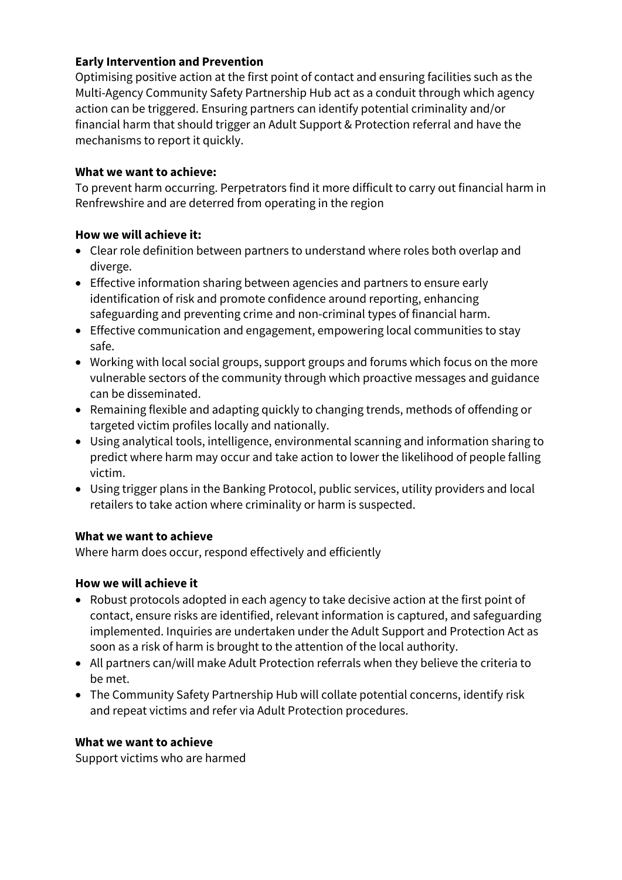**Early Intervention and Prevention**

Optimising positive action at the first point of contact and ensuring facilities such as the Multi-Agency Community Safety Partnership Hub act as a conduit through which agency action can be triggered. Ensuring partners can identify potential criminality and/or financial harm that should trigger an Adult Support & Protection referral and have the mechanisms to report it quickly.

**What we want to achieve:**

To prevent harm occurring. Perpetrators find it more difficult to carry out financial harm in Renfrewshire and are deterred from operating in the region

**How we will achieve it:**

- Clear role definition between partners to understand where roles both overlap and diverge.
- Effective information sharing between agencies and partners to ensure early identification of risk and promote confidence around reporting, enhancing safeguarding and preventing crime and non-criminal types of financial harm.
- Effective communication and engagement, empowering local communities to stay safe.
- Working with local social groups, support groups and forums which focus on the more vulnerable sectors of the community through which proactive messages and guidance can be disseminated.
- Remaining flexible and adapting quickly to changing trends, methods of offending or targeted victim profiles locally and nationally.
- Using analytical tools, intelligence, environmental scanning and information sharing to predict where harm may occur and take action to lower the likelihood of people falling victim.
- Using trigger plans in the Banking Protocol, public services, utility providers and local retailers to take action where criminality or harm is suspected.

**What we want to achieve**

Where harm does occur, respond effectively and efficiently

**How we will achieve it**

- Robust protocols adopted in each agency to take decisive action at the first point of contact, ensure risks are identified, relevant information is captured, and safeguarding implemented. Inquiries are undertaken under the Adult Support and Protection Act as soon as a risk of harm is brought to the attention of the local authority.
- All partners can/will make Adult Protection referrals when they believe the criteria to be met.
- The Community Safety Partnership Hub will collate potential concerns, identify risk and repeat victims and refer via Adult Protection procedures.

**What we want to achieve**

Support victims who are harmed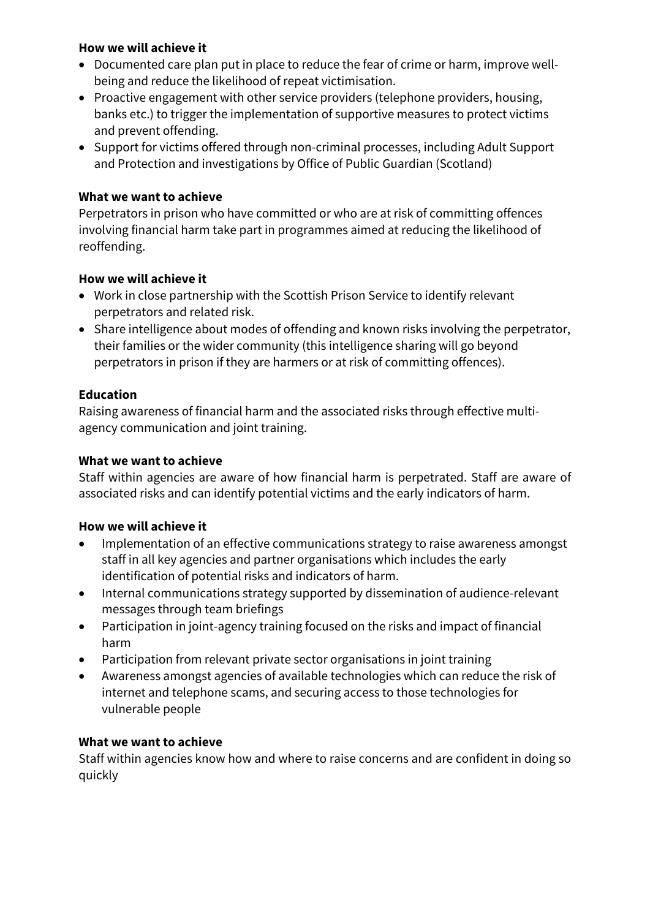**How we will achieve it**

- Documented care plan put in place to reduce the fear of crime or harm, improve well-being and reduce the likelihood of repeat victimisation.
- Proactive engagement with other service providers (telephone providers, housing, banks etc.) to trigger the implementation of supportive measures to protect victims and prevent offending.
- Support for victims offered through non-criminal processes, including Adult Support and Protection and investigations by Office of Public Guardian (Scotland)

**What we want to achieve**

Perpetrators in prison who have committed or who are at risk of committing offences involving financial harm take part in programmes aimed at reducing the likelihood of reoffending.

**How we will achieve it**

- Work in close partnership with the Scottish Prison Service to identify relevant perpetrators and related risk.
- Share intelligence about modes of offending and known risks involving the perpetrator, their families or the wider community (this intelligence sharing will go beyond perpetrators in prison if they are harmers or at risk of committing offences).

**Education**

Raising awareness of financial harm and the associated risks through effective multi-agency communication and joint training.

**What we want to achieve**

Staff within agencies are aware of how financial harm is perpetrated. Staff are aware of associated risks and can identify potential victims and the early indicators of harm.

**How we will achieve it**

- Implementation of an effective communications strategy to raise awareness amongst staff in all key agencies and partner organisations which includes the early identification of potential risks and indicators of harm.
- Internal communications strategy supported by dissemination of audience-relevant messages through team briefings
- Participation in joint-agency training focused on the risks and impact of financial harm
- Participation from relevant private sector organisations in joint training
- Awareness amongst agencies of available technologies which can reduce the risk of internet and telephone scams, and securing access to those technologies for vulnerable people

**What we want to achieve**

Staff within agencies know how and where to raise concerns and are confident in doing so quickly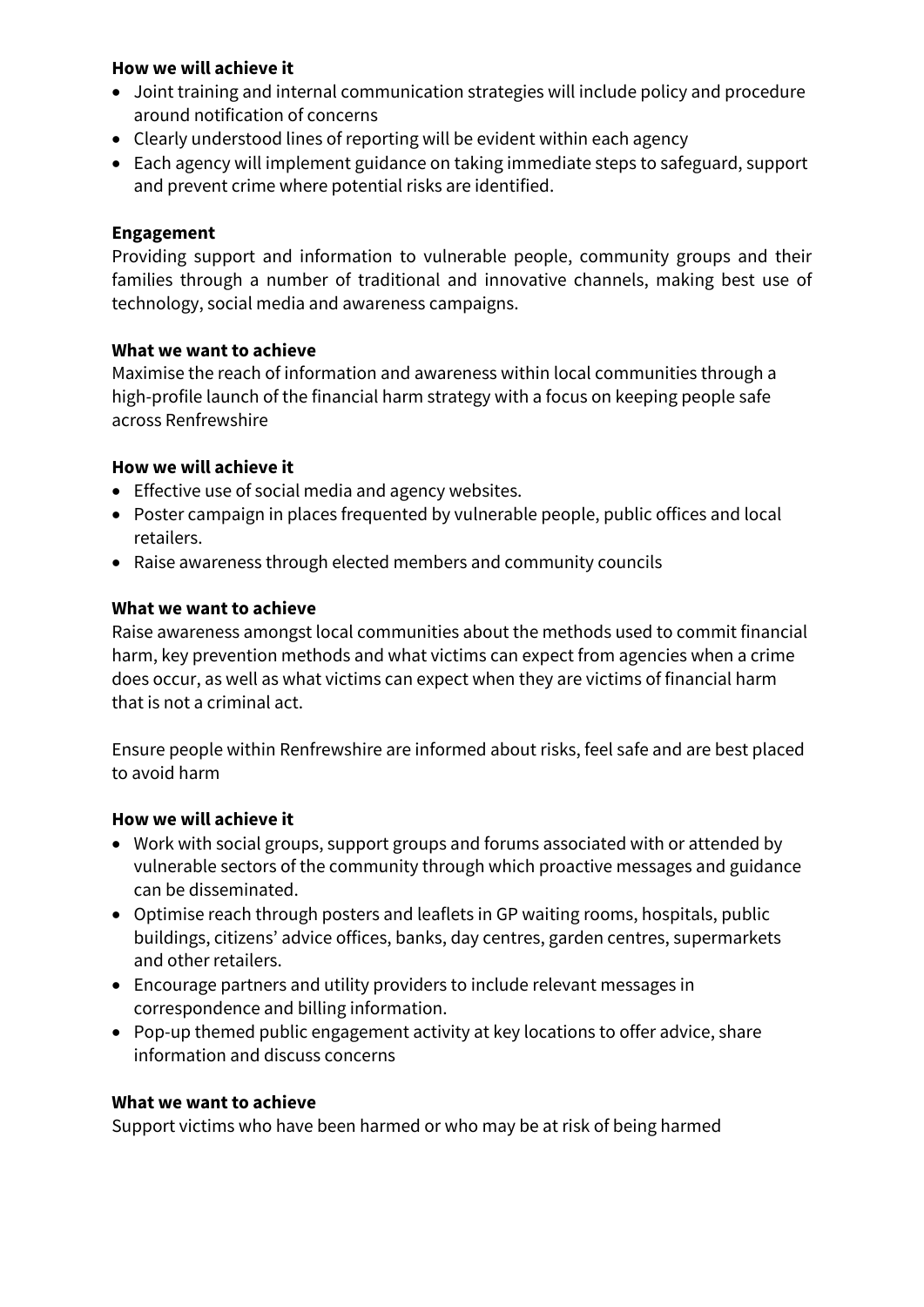**How we will achieve it**

- Joint training and internal communication strategies will include policy and procedure around notification of concerns
- Clearly understood lines of reporting will be evident within each agency
- Each agency will implement guidance on taking immediate steps to safeguard, support and prevent crime where potential risks are identified.

**Engagement**

Providing support and information to vulnerable people, community groups and their families through a number of traditional and innovative channels, making best use of technology, social media and awareness campaigns.

**What we want to achieve**

Maximise the reach of information and awareness within local communities through a high-profile launch of the financial harm strategy with a focus on keeping people safe across Renfrewshire

**How we will achieve it**

- Effective use of social media and agency websites.
- Poster campaign in places frequented by vulnerable people, public offices and local retailers.
- Raise awareness through elected members and community councils

**What we want to achieve**

Raise awareness amongst local communities about the methods used to commit financial harm, key prevention methods and what victims can expect from agencies when a crime does occur, as well as what victims can expect when they are victims of financial harm that is not a criminal act.

Ensure people within Renfrewshire are informed about risks, feel safe and are best placed to avoid harm

**How we will achieve it**

- Work with social groups, support groups and forums associated with or attended by vulnerable sectors of the community through which proactive messages and guidance can be disseminated.
- Optimise reach through posters and leaflets in GP waiting rooms, hospitals, public buildings, citizens' advice offices, banks, day centres, garden centres, supermarkets and other retailers.
- Encourage partners and utility providers to include relevant messages in correspondence and billing information.
- Pop-up themed public engagement activity at key locations to offer advice, share information and discuss concerns

**What we want to achieve**

Support victims who have been harmed or who may be at risk of being harmed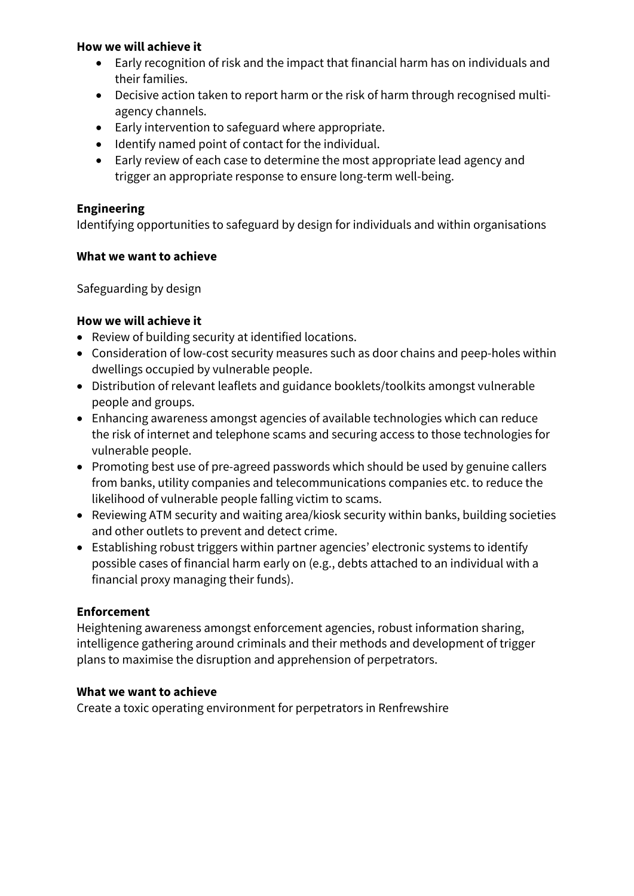**How we will achieve it**

- Early recognition of risk and the impact that financial harm has on individuals and their families.
- Decisive action taken to report harm or the risk of harm through recognised multi-agency channels.
- Early intervention to safeguard where appropriate.
- Identify named point of contact for the individual.
- Early review of each case to determine the most appropriate lead agency and trigger an appropriate response to ensure long-term well-being.

**Engineering**

Identifying opportunities to safeguard by design for individuals and within organisations

**What we want to achieve**

Safeguarding by design

**How we will achieve it**

- Review of building security at identified locations.
- Consideration of low-cost security measures such as door chains and peep-holes within dwellings occupied by vulnerable people.
- Distribution of relevant leaflets and guidance booklets/toolkits amongst vulnerable people and groups.
- Enhancing awareness amongst agencies of available technologies which can reduce the risk of internet and telephone scams and securing access to those technologies for vulnerable people.
- Promoting best use of pre-agreed passwords which should be used by genuine callers from banks, utility companies and telecommunications companies etc. to reduce the likelihood of vulnerable people falling victim to scams.
- Reviewing ATM security and waiting area/kiosk security within banks, building societies and other outlets to prevent and detect crime.
- Establishing robust triggers within partner agencies' electronic systems to identify possible cases of financial harm early on (e.g., debts attached to an individual with a financial proxy managing their funds).

**Enforcement**

Heightening awareness amongst enforcement agencies, robust information sharing, intelligence gathering around criminals and their methods and development of trigger plans to maximise the disruption and apprehension of perpetrators.

**What we want to achieve**

Create a toxic operating environment for perpetrators in Renfrewshire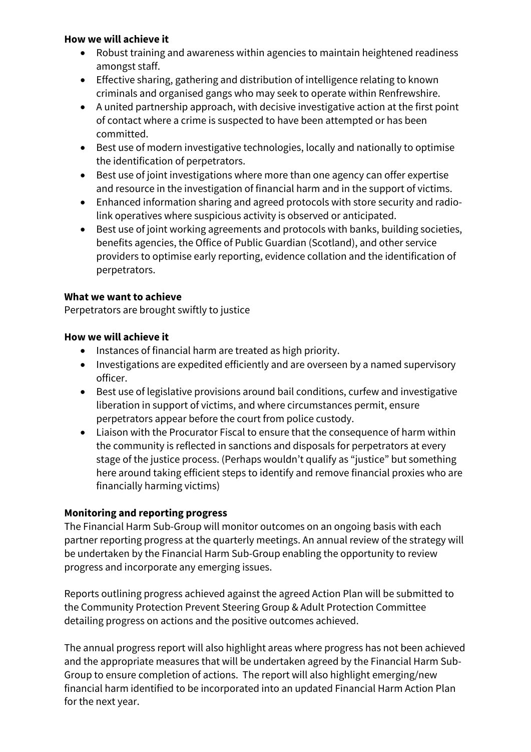**How we will achieve it**

- Robust training and awareness within agencies to maintain heightened readiness amongst staff.
- Effective sharing, gathering and distribution of intelligence relating to known criminals and organised gangs who may seek to operate within Renfrewshire.
- A united partnership approach, with decisive investigative action at the first point of contact where a crime is suspected to have been attempted or has been committed.
- Best use of modern investigative technologies, locally and nationally to optimise the identification of perpetrators.
- Best use of joint investigations where more than one agency can offer expertise and resource in the investigation of financial harm and in the support of victims.
- Enhanced information sharing and agreed protocols with store security and radio-link operatives where suspicious activity is observed or anticipated.
- Best use of joint working agreements and protocols with banks, building societies, benefits agencies, the Office of Public Guardian (Scotland), and other service providers to optimise early reporting, evidence collation and the identification of perpetrators.

**What we want to achieve**

Perpetrators are brought swiftly to justice

**How we will achieve it**

- Instances of financial harm are treated as high priority.
- Investigations are expedited efficiently and are overseen by a named supervisory officer.
- Best use of legislative provisions around bail conditions, curfew and investigative liberation in support of victims, and where circumstances permit, ensure perpetrators appear before the court from police custody.
- Liaison with the Procurator Fiscal to ensure that the consequence of harm within the community is reflected in sanctions and disposals for perpetrators at every stage of the justice process. (Perhaps wouldn't qualify as "justice" but something here around taking efficient steps to identify and remove financial proxies who are financially harming victims)

**Monitoring and reporting progress**

The Financial Harm Sub-Group will monitor outcomes on an ongoing basis with each partner reporting progress at the quarterly meetings. An annual review of the strategy will be undertaken by the Financial Harm Sub-Group enabling the opportunity to review progress and incorporate any emerging issues.

Reports outlining progress achieved against the agreed Action Plan will be submitted to the Community Protection Prevent Steering Group & Adult Protection Committee detailing progress on actions and the positive outcomes achieved.

The annual progress report will also highlight areas where progress has not been achieved and the appropriate measures that will be undertaken agreed by the Financial Harm Sub-Group to ensure completion of actions. The report will also highlight emerging/new financial harm identified to be incorporated into an updated Financial Harm Action Plan for the next year.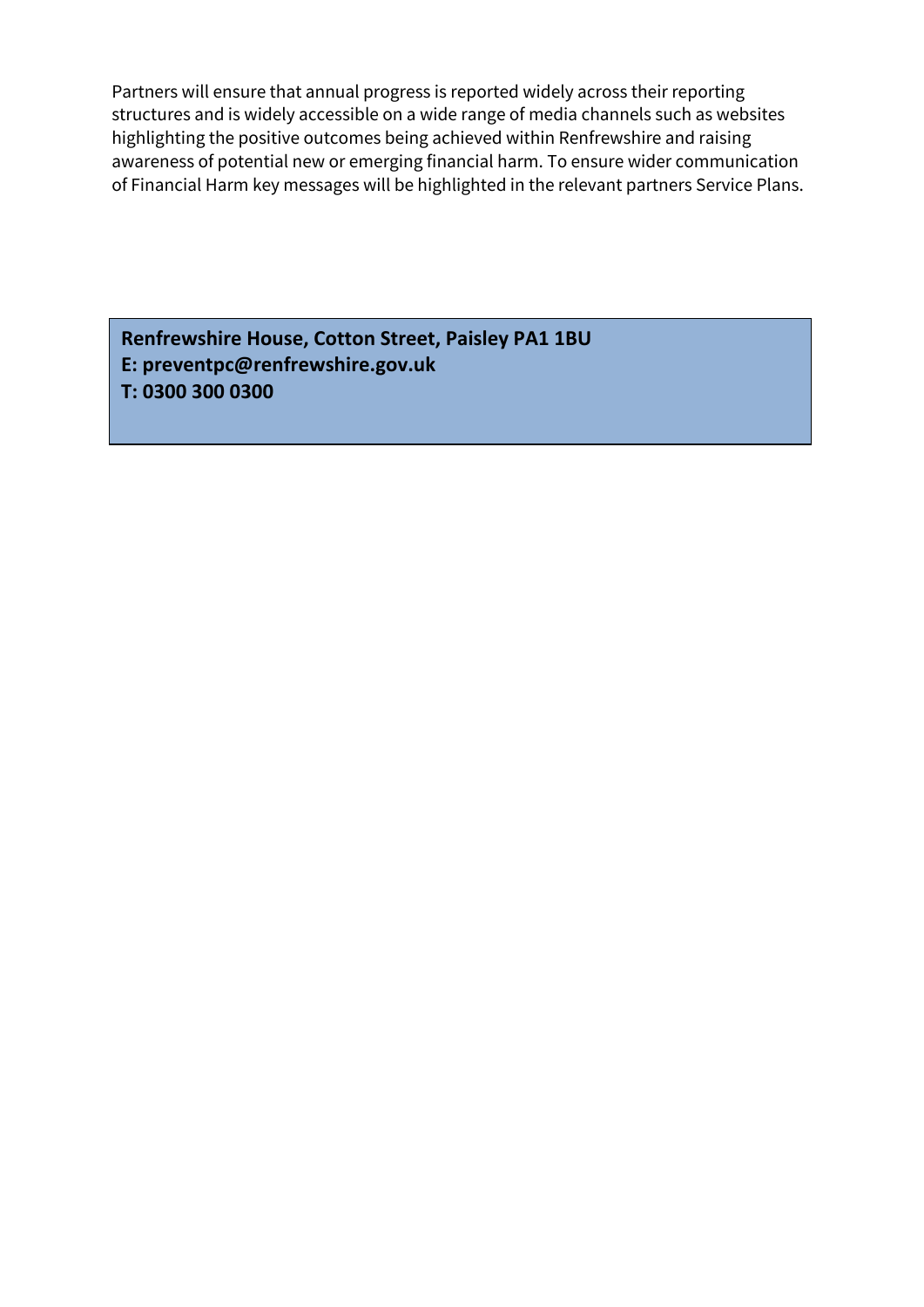Partners will ensure that annual progress is reported widely across their reporting structures and is widely accessible on a wide range of media channels such as websites highlighting the positive outcomes being achieved within Renfrewshire and raising awareness of potential new or emerging financial harm. To ensure wider communication of Financial Harm key messages will be highlighted in the relevant partners Service Plans.

**Renfrewshire House, Cotton Street, Paisley PA1 1BU**
**E: preventpc@renfrewshire.gov.uk**
**T: 0300 300 0300**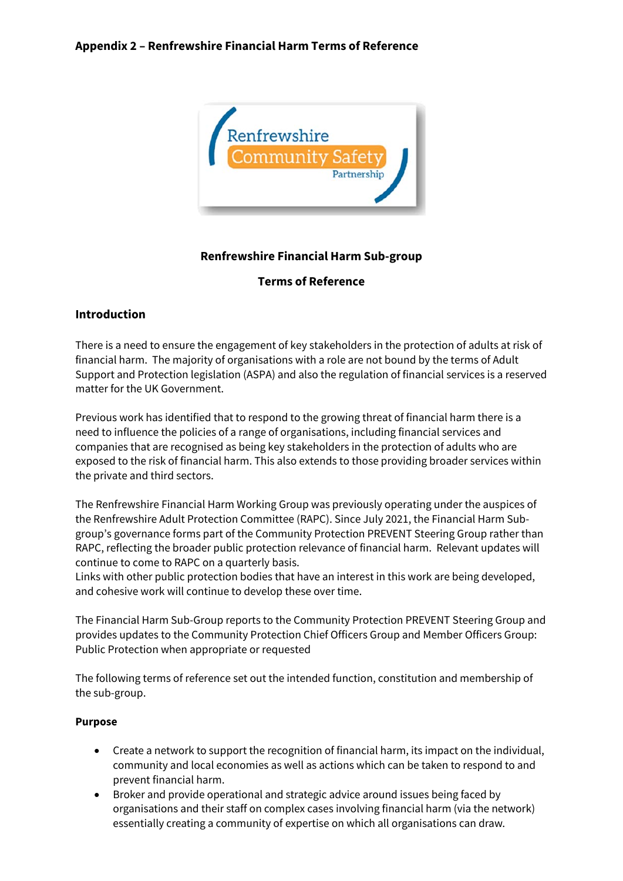**Appendix 2 – Renfrewshire Financial Harm Terms of Reference**

**Renfrewshire Financial Harm Sub-group**

**Terms of Reference**

## Introduction

There is a need to ensure the engagement of key stakeholders in the protection of adults at risk of financial harm. The majority of organisations with a role are not bound by the terms of Adult Support and Protection legislation (ASPA) and also the regulation of financial services is a reserved matter for the UK Government.

Previous work has identified that to respond to the growing threat of financial harm there is a need to influence the policies of a range of organisations, including financial services and companies that are recognised as being key stakeholders in the protection of adults who are exposed to the risk of financial harm. This also extends to those providing broader services within the private and third sectors.

The Renfrewshire Financial Harm Working Group was previously operating under the auspices of the Renfrewshire Adult Protection Committee (RAPC). Since July 2021, the Financial Harm Sub-group's governance forms part of the Community Protection PREVENT Steering Group rather than RAPC, reflecting the broader public protection relevance of financial harm. Relevant updates will continue to come to RAPC on a quarterly basis.
Links with other public protection bodies that have an interest in this work are being developed, and cohesive work will continue to develop these over time.

The Financial Harm Sub-Group reports to the Community Protection PREVENT Steering Group and provides updates to the Community Protection Chief Officers Group and Member Officers Group: Public Protection when appropriate or requested

The following terms of reference set out the intended function, constitution and membership of the sub-group.

### Purpose

- Create a network to support the recognition of financial harm, its impact on the individual, community and local economies as well as actions which can be taken to respond to and prevent financial harm.
- Broker and provide operational and strategic advice around issues being faced by organisations and their staff on complex cases involving financial harm (via the network) essentially creating a community of expertise on which all organisations can draw.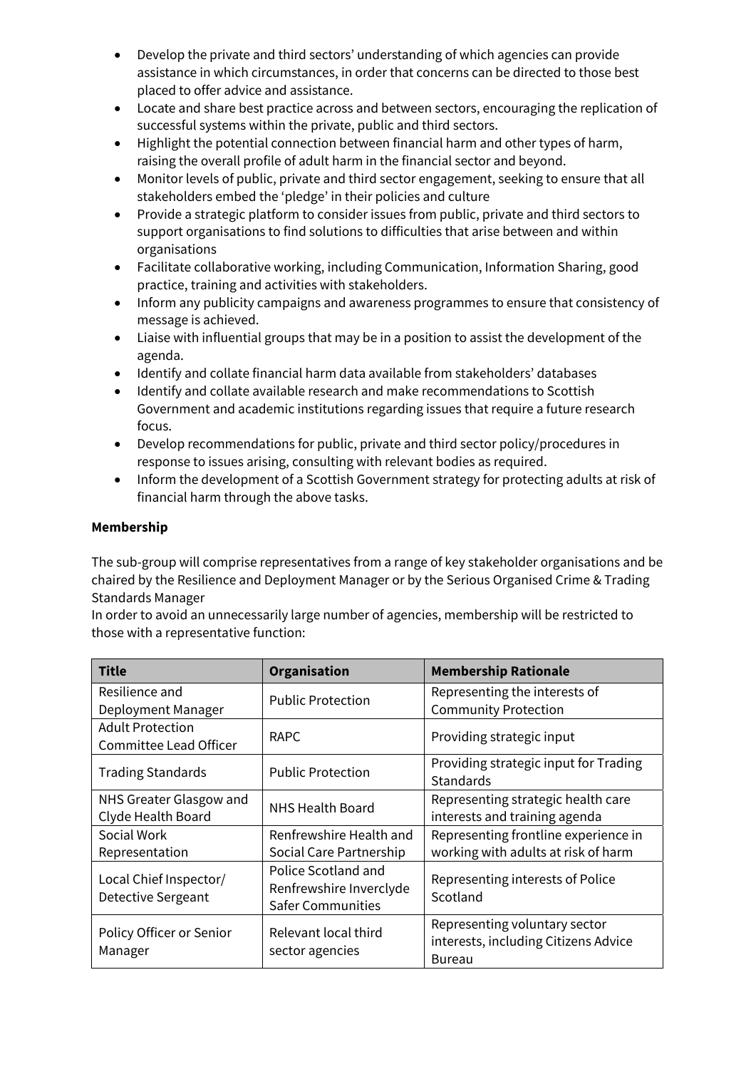- Develop the private and third sectors' understanding of which agencies can provide assistance in which circumstances, in order that concerns can be directed to those best placed to offer advice and assistance.
- Locate and share best practice across and between sectors, encouraging the replication of successful systems within the private, public and third sectors.
- Highlight the potential connection between financial harm and other types of harm, raising the overall profile of adult harm in the financial sector and beyond.
- Monitor levels of public, private and third sector engagement, seeking to ensure that all stakeholders embed the 'pledge' in their policies and culture
- Provide a strategic platform to consider issues from public, private and third sectors to support organisations to find solutions to difficulties that arise between and within organisations
- Facilitate collaborative working, including Communication, Information Sharing, good practice, training and activities with stakeholders.
- Inform any publicity campaigns and awareness programmes to ensure that consistency of message is achieved.
- Liaise with influential groups that may be in a position to assist the development of the agenda.
- Identify and collate financial harm data available from stakeholders' databases
- Identify and collate available research and make recommendations to Scottish Government and academic institutions regarding issues that require a future research focus.
- Develop recommendations for public, private and third sector policy/procedures in response to issues arising, consulting with relevant bodies as required.
- Inform the development of a Scottish Government strategy for protecting adults at risk of financial harm through the above tasks.

**Membership**

The sub-group will comprise representatives from a range of key stakeholder organisations and be chaired by the Resilience and Deployment Manager or by the Serious Organised Crime & Trading Standards Manager

In order to avoid an unnecessarily large number of agencies, membership will be restricted to those with a representative function:

| Title | Organisation | Membership Rationale |
|---|---|---|
| Resilience and Deployment Manager | Public Protection | Representing the interests of Community Protection |
| Adult Protection Committee Lead Officer | RAPC | Providing strategic input |
| Trading Standards | Public Protection | Providing strategic input for Trading Standards |
| NHS Greater Glasgow and Clyde Health Board | NHS Health Board | Representing strategic health care interests and training agenda |
| Social Work Representation | Renfrewshire Health and Social Care Partnership | Representing frontline experience in working with adults at risk of harm |
| Local Chief Inspector/ Detective Sergeant | Police Scotland and Renfrewshire Inverclyde Safer Communities | Representing interests of Police Scotland |
| Policy Officer or Senior Manager | Relevant local third sector agencies | Representing voluntary sector interests, including Citizens Advice Bureau |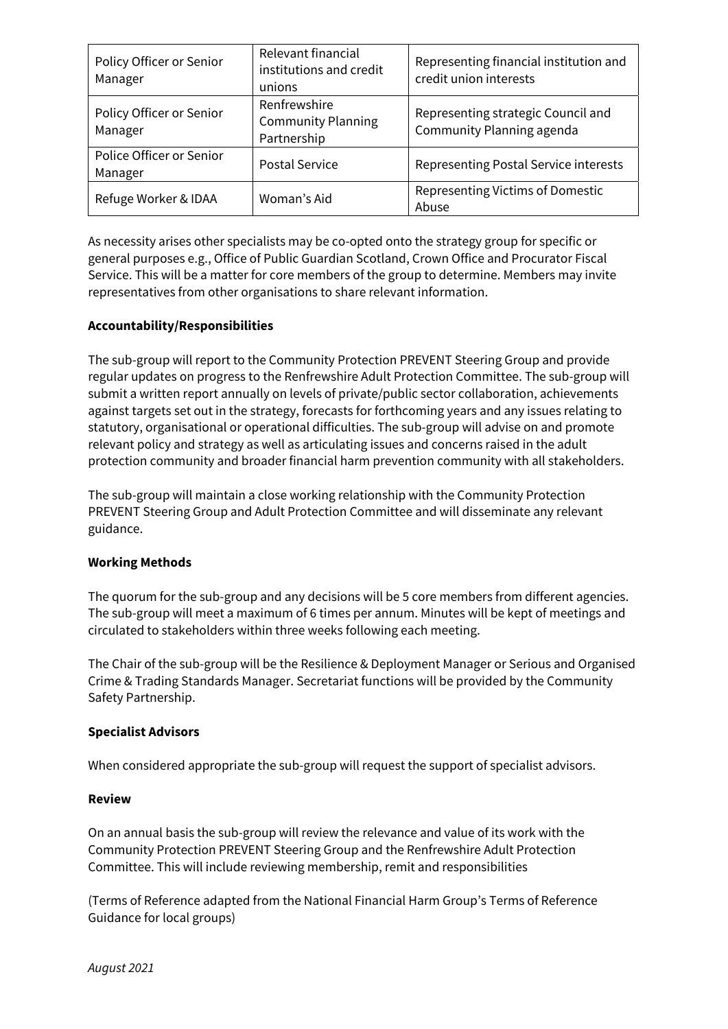| Policy Officer or Senior Manager | Relevant financial institutions and credit unions | Representing financial institution and credit union interests |
|---|---|---|
| Policy Officer or Senior Manager | Renfrewshire Community Planning Partnership | Representing strategic Council and Community Planning agenda |
| Police Officer or Senior Manager | Postal Service | Representing Postal Service interests |
| Refuge Worker & IDAA | Woman's Aid | Representing Victims of Domestic Abuse |

As necessity arises other specialists may be co-opted onto the strategy group for specific or general purposes e.g., Office of Public Guardian Scotland, Crown Office and Procurator Fiscal Service. This will be a matter for core members of the group to determine. Members may invite representatives from other organisations to share relevant information.

**Accountability/Responsibilities**

The sub-group will report to the Community Protection PREVENT Steering Group and provide regular updates on progress to the Renfrewshire Adult Protection Committee. The sub-group will submit a written report annually on levels of private/public sector collaboration, achievements against targets set out in the strategy, forecasts for forthcoming years and any issues relating to statutory, organisational or operational difficulties. The sub-group will advise on and promote relevant policy and strategy as well as articulating issues and concerns raised in the adult protection community and broader financial harm prevention community with all stakeholders.

The sub-group will maintain a close working relationship with the Community Protection PREVENT Steering Group and Adult Protection Committee and will disseminate any relevant guidance.

**Working Methods**

The quorum for the sub-group and any decisions will be 5 core members from different agencies. The sub-group will meet a maximum of 6 times per annum. Minutes will be kept of meetings and circulated to stakeholders within three weeks following each meeting.

The Chair of the sub-group will be the Resilience & Deployment Manager or Serious and Organised Crime & Trading Standards Manager. Secretariat functions will be provided by the Community Safety Partnership.

**Specialist Advisors**

When considered appropriate the sub-group will request the support of specialist advisors.

**Review**

On an annual basis the sub-group will review the relevance and value of its work with the Community Protection PREVENT Steering Group and the Renfrewshire Adult Protection Committee. This will include reviewing membership, remit and responsibilities

(Terms of Reference adapted from the National Financial Harm Group's Terms of Reference Guidance for local groups)

*August 2021*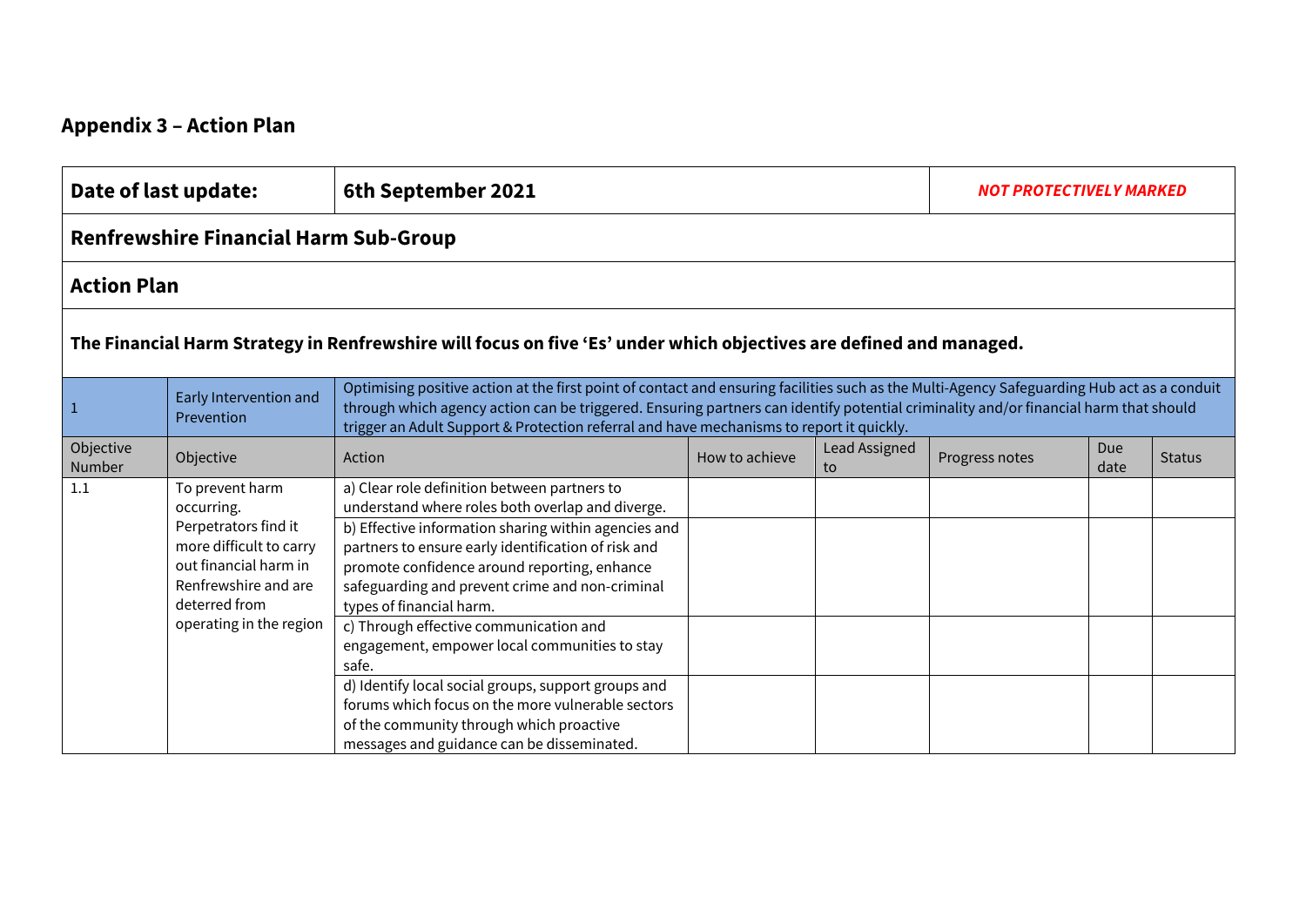## Appendix 3 – Action Plan

| Date of last update: | 6th September 2021 | | | | | | *NOT PROTECTIVELY MARKED* |
|---|---|---|---|---|---|---|---|
| **Renfrewshire Financial Harm Sub-Group** | | | | | | | |
| **Action Plan** | | | | | | | |
| **The Financial Harm Strategy in Renfrewshire will focus on five 'Es' under which objectives are defined and managed.** | | | | | | | |
| 1 | Early Intervention and Prevention | Optimising positive action at the first point of contact and ensuring facilities such as the Multi-Agency Safeguarding Hub act as a conduit through which agency action can be triggered. Ensuring partners can identify potential criminality and/or financial harm that should trigger an Adult Support & Protection referral and have mechanisms to report it quickly. | | | | | |
| Objective Number | Objective | Action | How to achieve | Lead Assigned to | Progress notes | Due date | Status |
| 1.1 | To prevent harm occurring. Perpetrators find it more difficult to carry out financial harm in Renfrewshire and are deterred from operating in the region | a) Clear role definition between partners to understand where roles both overlap and diverge. | | | | | |
| | | b) Effective information sharing within agencies and partners to ensure early identification of risk and promote confidence around reporting, enhance safeguarding and prevent crime and non-criminal types of financial harm. | | | | | |
| | | c) Through effective communication and engagement, empower local communities to stay safe. | | | | | |
| | | d) Identify local social groups, support groups and forums which focus on the more vulnerable sectors of the community through which proactive messages and guidance can be disseminated. | | | | | |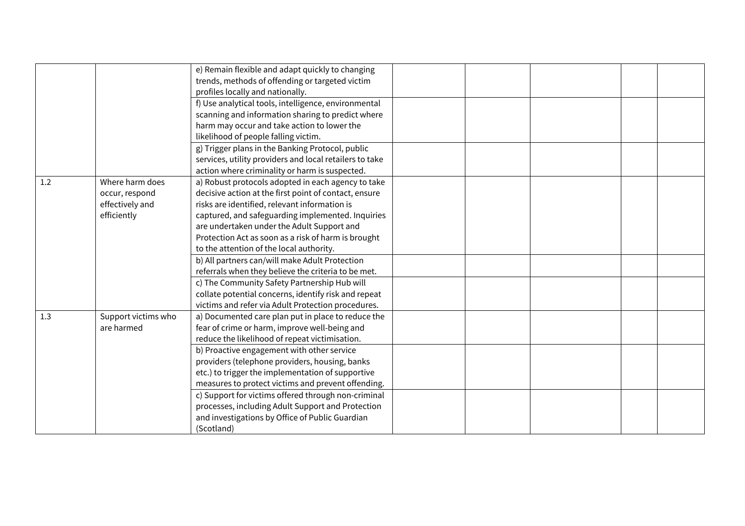| | | | | | | | |
|---|---|---|---|---|---|---|---|
| | | e) Remain flexible and adapt quickly to changing trends, methods of offending or targeted victim profiles locally and nationally. | | | | | |
| | | f) Use analytical tools, intelligence, environmental scanning and information sharing to predict where harm may occur and take action to lower the likelihood of people falling victim. | | | | | |
| | | g) Trigger plans in the Banking Protocol, public services, utility providers and local retailers to take action where criminality or harm is suspected. | | | | | |
| 1.2 | Where harm does occur, respond effectively and efficiently | a) Robust protocols adopted in each agency to take decisive action at the first point of contact, ensure risks are identified, relevant information is captured, and safeguarding implemented. Inquiries are undertaken under the Adult Support and Protection Act as soon as a risk of harm is brought to the attention of the local authority. | | | | | |
| | | b) All partners can/will make Adult Protection referrals when they believe the criteria to be met. | | | | | |
| | | c) The Community Safety Partnership Hub will collate potential concerns, identify risk and repeat victims and refer via Adult Protection procedures. | | | | | |
| 1.3 | Support victims who are harmed | a) Documented care plan put in place to reduce the fear of crime or harm, improve well-being and reduce the likelihood of repeat victimisation. | | | | | |
| | | b) Proactive engagement with other service providers (telephone providers, housing, banks etc.) to trigger the implementation of supportive measures to protect victims and prevent offending. | | | | | |
| | | c) Support for victims offered through non-criminal processes, including Adult Support and Protection and investigations by Office of Public Guardian (Scotland) | | | | | |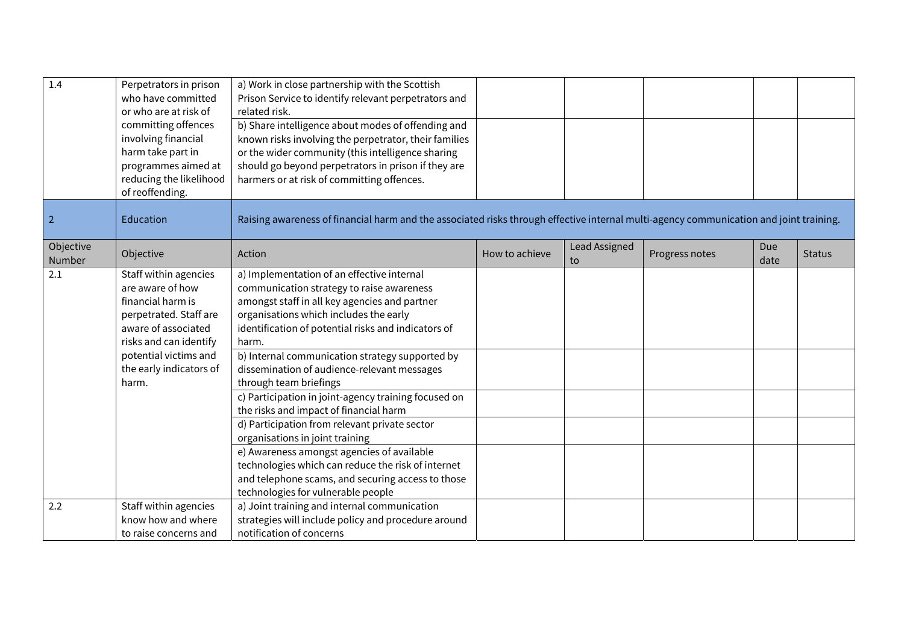| Objective Number | Objective | Action | How to achieve | Lead Assigned to | Progress notes | Due date | Status |
|---|---|---|---|---|---|---|---|
| 1.4 | Perpetrators in prison who have committed or who are at risk of committing offences involving financial harm take part in programmes aimed at reducing the likelihood of reoffending. | a) Work in close partnership with the Scottish Prison Service to identify relevant perpetrators and related risk. | | | | | |
| | | b) Share intelligence about modes of offending and known risks involving the perpetrator, their families or the wider community (this intelligence sharing should go beyond perpetrators in prison if they are harmers or at risk of committing offences. | | | | | |
| 2 | Education | Raising awareness of financial harm and the associated risks through effective internal multi-agency communication and joint training. | | | | | |
| Objective Number | Objective | Action | How to achieve | Lead Assigned to | Progress notes | Due date | Status |
| 2.1 | Staff within agencies are aware of how financial harm is perpetrated. Staff are aware of associated risks and can identify potential victims and the early indicators of harm. | a) Implementation of an effective internal communication strategy to raise awareness amongst staff in all key agencies and partner organisations which includes the early identification of potential risks and indicators of harm. | | | | | |
| | | b) Internal communication strategy supported by dissemination of audience-relevant messages through team briefings | | | | | |
| | | c) Participation in joint-agency training focused on the risks and impact of financial harm | | | | | |
| | | d) Participation from relevant private sector organisations in joint training | | | | | |
| | | e) Awareness amongst agencies of available technologies which can reduce the risk of internet and telephone scams, and securing access to those technologies for vulnerable people | | | | | |
| 2.2 | Staff within agencies know how and where to raise concerns and | a) Joint training and internal communication strategies will include policy and procedure around notification of concerns | | | | | |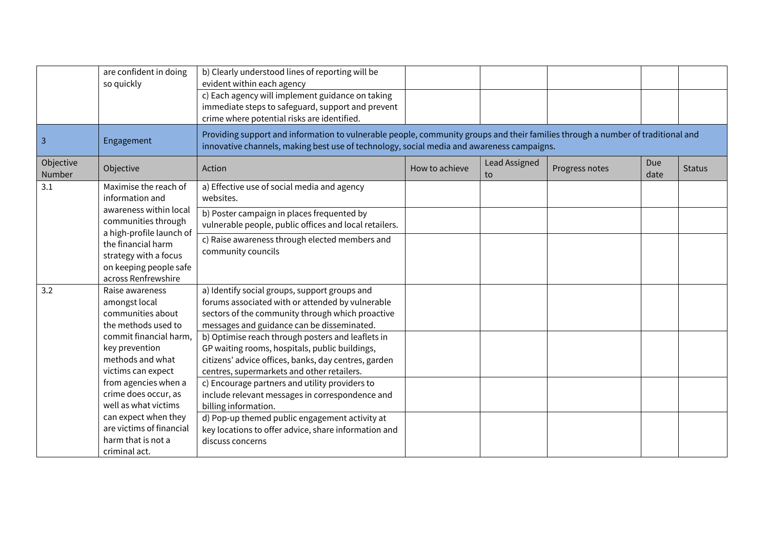| | | | | | | | |
|---|---|---|---|---|---|---|---|
| | are confident in doing so quickly | b) Clearly understood lines of reporting will be evident within each agency | | | | | |
| | | c) Each agency will implement guidance on taking immediate steps to safeguard, support and prevent crime where potential risks are identified. | | | | | |
| 3 | Engagement | Providing support and information to vulnerable people, community groups and their families through a number of traditional and innovative channels, making best use of technology, social media and awareness campaigns. | | | | | |
| Objective Number | Objective | Action | How to achieve | Lead Assigned to | Progress notes | Due date | Status |
| 3.1 | Maximise the reach of information and awareness within local communities through a high-profile launch of the financial harm strategy with a focus on keeping people safe across Renfrewshire | a) Effective use of social media and agency websites. | | | | | |
| | | b) Poster campaign in places frequented by vulnerable people, public offices and local retailers. | | | | | |
| | | c) Raise awareness through elected members and community councils | | | | | |
| 3.2 | Raise awareness amongst local communities about the methods used to commit financial harm, key prevention methods and what victims can expect from agencies when a crime does occur, as well as what victims can expect when they are victims of financial harm that is not a criminal act. | a) Identify social groups, support groups and forums associated with or attended by vulnerable sectors of the community through which proactive messages and guidance can be disseminated. | | | | | |
| | | b) Optimise reach through posters and leaflets in GP waiting rooms, hospitals, public buildings, citizens' advice offices, banks, day centres, garden centres, supermarkets and other retailers. | | | | | |
| | | c) Encourage partners and utility providers to include relevant messages in correspondence and billing information. | | | | | |
| | | d) Pop-up themed public engagement activity at key locations to offer advice, share information and discuss concerns | | | | | |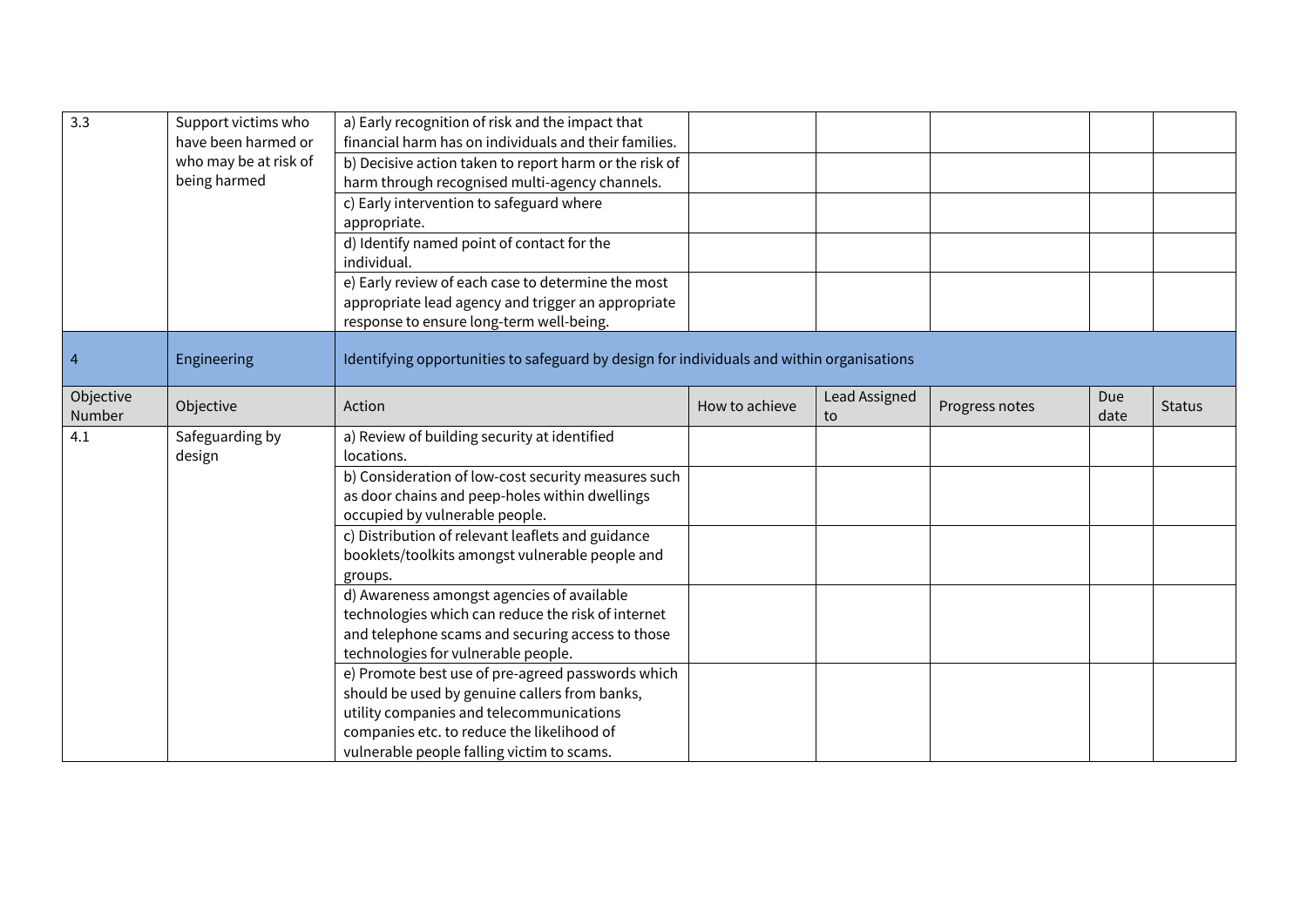| 3.3 | Support victims who have been harmed or who may be at risk of being harmed | a) Early recognition of risk and the impact that financial harm has on individuals and their families. | | | | | |
|---|---|---|---|---|---|---|---|
| | | b) Decisive action taken to report harm or the risk of harm through recognised multi-agency channels. | | | | | |
| | | c) Early intervention to safeguard where appropriate. | | | | | |
| | | d) Identify named point of contact for the individual. | | | | | |
| | | e) Early review of each case to determine the most appropriate lead agency and trigger an appropriate response to ensure long-term well-being. | | | | | |
| 4 | Engineering | Identifying opportunities to safeguard by design for individuals and within organisations | | | | | |
| Objective Number | Objective | Action | How to achieve | Lead Assigned to | Progress notes | Due date | Status |
| 4.1 | Safeguarding by design | a) Review of building security at identified locations. | | | | | |
| | | b) Consideration of low-cost security measures such as door chains and peep-holes within dwellings occupied by vulnerable people. | | | | | |
| | | c) Distribution of relevant leaflets and guidance booklets/toolkits amongst vulnerable people and groups. | | | | | |
| | | d) Awareness amongst agencies of available technologies which can reduce the risk of internet and telephone scams and securing access to those technologies for vulnerable people. | | | | | |
| | | e) Promote best use of pre-agreed passwords which should be used by genuine callers from banks, utility companies and telecommunications companies etc. to reduce the likelihood of vulnerable people falling victim to scams. | | | | | |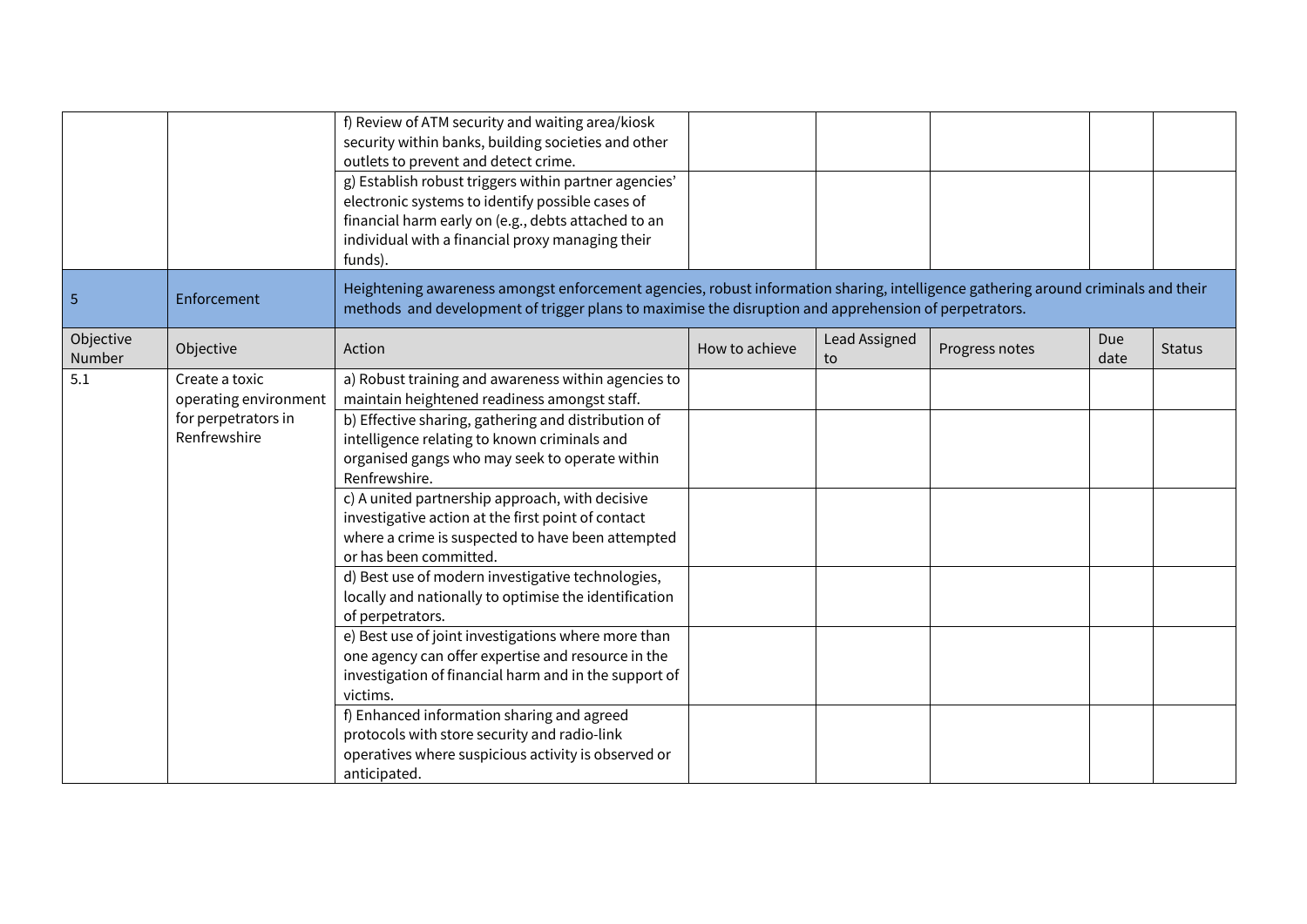| | | | | | | | |
|---|---|---|---|---|---|---|---|
| | | f) Review of ATM security and waiting area/kiosk security within banks, building societies and other outlets to prevent and detect crime. | | | | | |
| | | g) Establish robust triggers within partner agencies' electronic systems to identify possible cases of financial harm early on (e.g., debts attached to an individual with a financial proxy managing their funds). | | | | | |
| 5 | Enforcement | Heightening awareness amongst enforcement agencies, robust information sharing, intelligence gathering around criminals and their methods and development of trigger plans to maximise the disruption and apprehension of perpetrators. | | | | | |
| Objective Number | Objective | Action | How to achieve | Lead Assigned to | Progress notes | Due date | Status |
| 5.1 | Create a toxic operating environment for perpetrators in Renfrewshire | a) Robust training and awareness within agencies to maintain heightened readiness amongst staff. | | | | | |
| | | b) Effective sharing, gathering and distribution of intelligence relating to known criminals and organised gangs who may seek to operate within Renfrewshire. | | | | | |
| | | c) A united partnership approach, with decisive investigative action at the first point of contact where a crime is suspected to have been attempted or has been committed. | | | | | |
| | | d) Best use of modern investigative technologies, locally and nationally to optimise the identification of perpetrators. | | | | | |
| | | e) Best use of joint investigations where more than one agency can offer expertise and resource in the investigation of financial harm and in the support of victims. | | | | | |
| | | f) Enhanced information sharing and agreed protocols with store security and radio-link operatives where suspicious activity is observed or anticipated. | | | | | |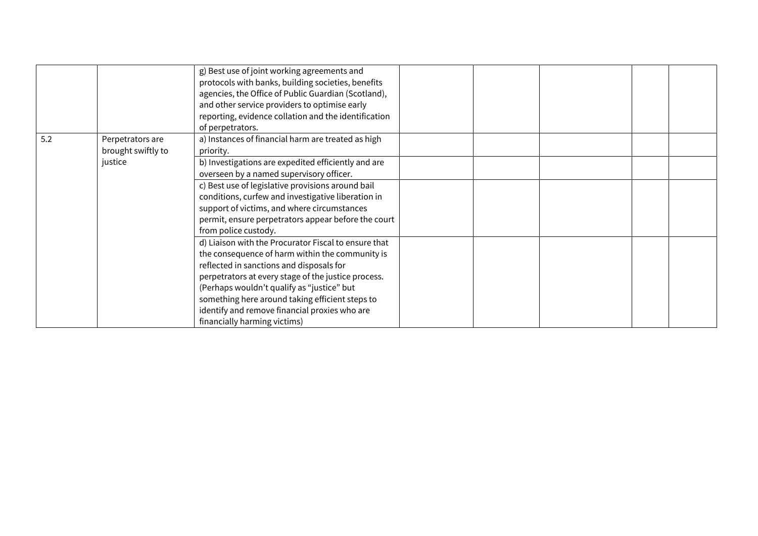| | | | | | | | |
|---|---|---|---|---|---|---|---|
| | | g) Best use of joint working agreements and protocols with banks, building societies, benefits agencies, the Office of Public Guardian (Scotland), and other service providers to optimise early reporting, evidence collation and the identification of perpetrators. | | | | | |
| 5.2 | Perpetrators are brought swiftly to justice | a) Instances of financial harm are treated as high priority. | | | | | |
| | | b) Investigations are expedited efficiently and are overseen by a named supervisory officer. | | | | | |
| | | c) Best use of legislative provisions around bail conditions, curfew and investigative liberation in support of victims, and where circumstances permit, ensure perpetrators appear before the court from police custody. | | | | | |
| | | d) Liaison with the Procurator Fiscal to ensure that the consequence of harm within the community is reflected in sanctions and disposals for perpetrators at every stage of the justice process. (Perhaps wouldn't qualify as "justice" but something here around taking efficient steps to identify and remove financial proxies who are financially harming victims) | | | | | |